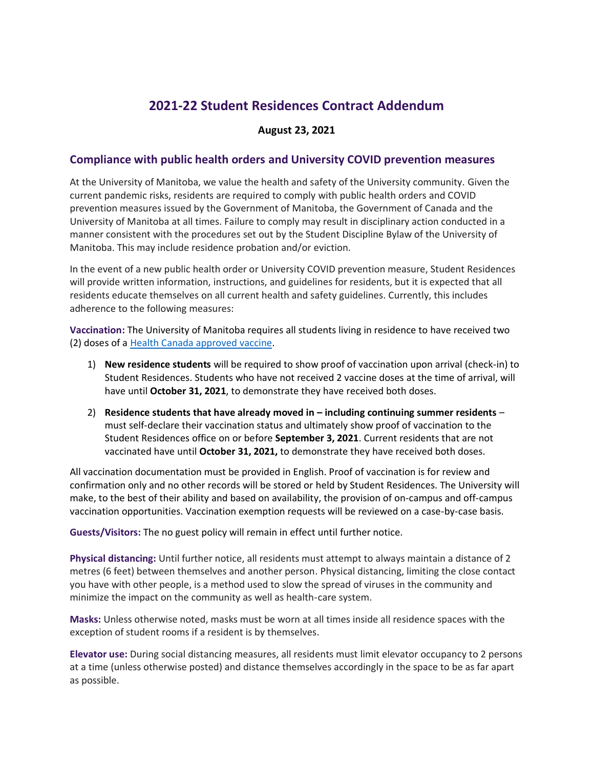# 2021-22 Student Residences Contract Addendum

**August 23, 2021**

## Compliance with public health orders and University COVID prevention measures

At the University of Manitoba, we value the health and safety of the University community. Given the current pandemic risks, residents are required to comply with public health orders and COVID prevention measures issued by the Government of Manitoba, the Government of Canada and the University of Manitoba at all times. Failure to comply may result in disciplinary action conducted in a manner consistent with the procedures set out by the Student Discipline Bylaw of the University of Manitoba. This may include residence probation and/or eviction.

In the event of a new public health order or University COVID prevention measure, Student Residences will provide written information, instructions, and guidelines for residents, but it is expected that all residents educate themselves on all current health and safety guidelines. Currently, this includes adherence to the following measures:

**Vaccination:** The University of Manitoba requires all students living in residence to have received two (2) doses of a [Health Canada approved vaccine](#).

1) **New residence students** will be required to show proof of vaccination upon arrival (check-in) to Student Residences. Students who have not received 2 vaccine doses at the time of arrival, will have until **October 31, 2021**, to demonstrate they have received both doses.
2) **Residence students that have already moved in – including continuing summer residents** – must self-declare their vaccination status and ultimately show proof of vaccination to the Student Residences office on or before **September 3, 2021**. Current residents that are not vaccinated have until **October 31, 2021,** to demonstrate they have received both doses.

All vaccination documentation must be provided in English. Proof of vaccination is for review and confirmation only and no other records will be stored or held by Student Residences. The University will make, to the best of their ability and based on availability, the provision of on-campus and off-campus vaccination opportunities. Vaccination exemption requests will be reviewed on a case-by-case basis.

**Guests/Visitors:** The no guest policy will remain in effect until further notice.

**Physical distancing:** Until further notice, all residents must attempt to always maintain a distance of 2 metres (6 feet) between themselves and another person. Physical distancing, limiting the close contact you have with other people, is a method used to slow the spread of viruses in the community and minimize the impact on the community as well as health-care system.

**Masks:** Unless otherwise noted, masks must be worn at all times inside all residence spaces with the exception of student rooms if a resident is by themselves.

**Elevator use:** During social distancing measures, all residents must limit elevator occupancy to 2 persons at a time (unless otherwise posted) and distance themselves accordingly in the space to be as far apart as possible.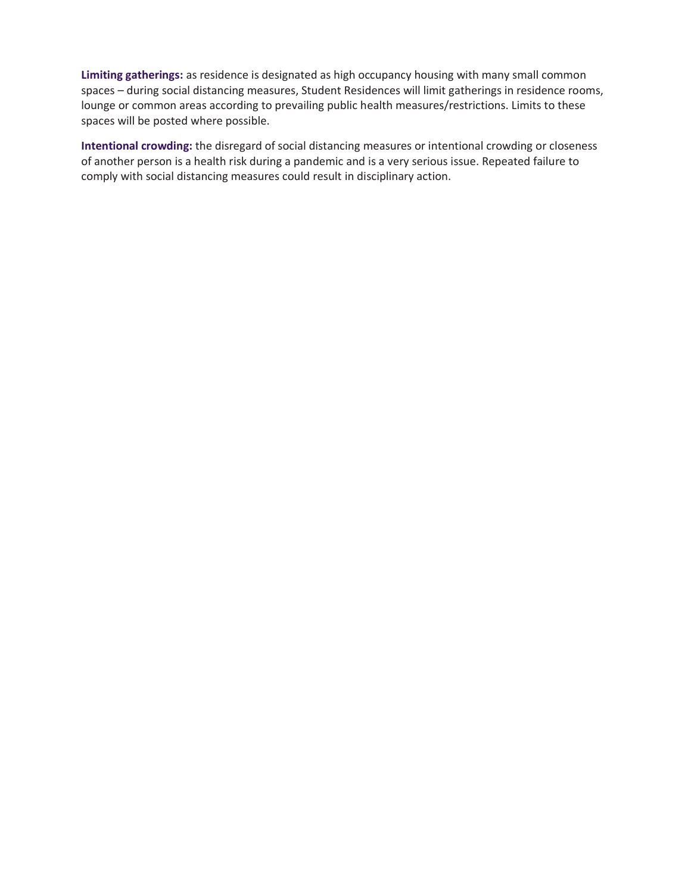**Limiting gatherings:** as residence is designated as high occupancy housing with many small common spaces – during social distancing measures, Student Residences will limit gatherings in residence rooms, lounge or common areas according to prevailing public health measures/restrictions. Limits to these spaces will be posted where possible.

**Intentional crowding:** the disregard of social distancing measures or intentional crowding or closeness of another person is a health risk during a pandemic and is a very serious issue. Repeated failure to comply with social distancing measures could result in disciplinary action.